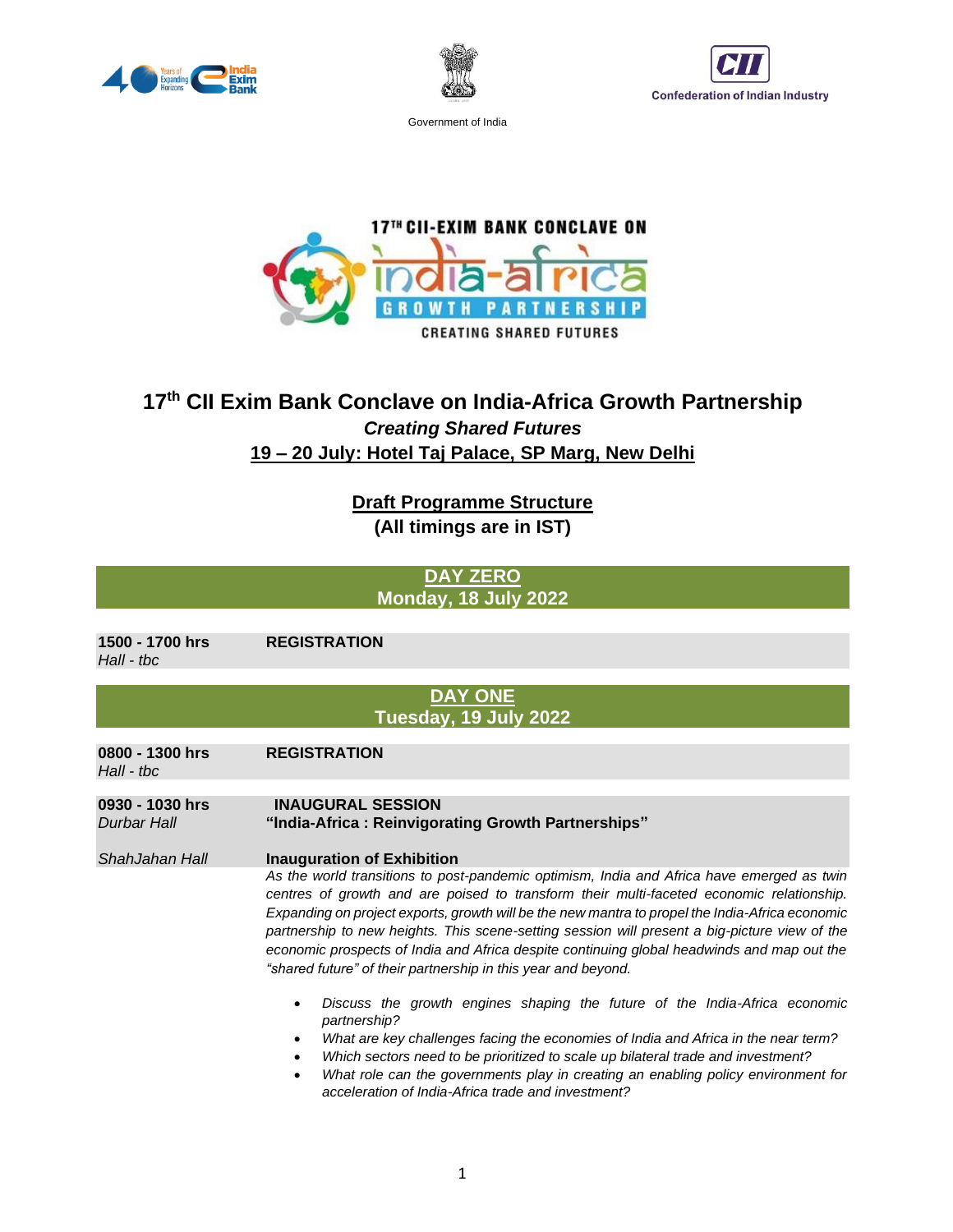Government of India

Confederation of Indian Industry

# 17th CII Exim Bank Conclave on India-Africa Growth Partnership

***Creating Shared Futures***

**19 – 20 July: Hotel Taj Palace, SP Marg, New Delhi**

## Draft Programme Structure
**(All timings are in IST)**

## DAY ZERO
**Monday, 18 July 2022**

| | |
|---|---|
| **1500 - 1700 hrs** *Hall - tbc* | **REGISTRATION** |

## DAY ONE
**Tuesday, 19 July 2022**

| | |
|---|---|
| **0800 - 1300 hrs** *Hall - tbc* | **REGISTRATION** |
| **0930 - 1030 hrs** *Durbar Hall* | **INAUGURAL SESSION** **"India-Africa : Reinvigorating Growth Partnerships"** |
| *ShahJahan Hall* | **Inauguration of Exhibition** |

*As the world transitions to post-pandemic optimism, India and Africa have emerged as twin centres of growth and are poised to transform their multi-faceted economic relationship. Expanding on project exports, growth will be the new mantra to propel the India-Africa economic partnership to new heights. This scene-setting session will present a big-picture view of the economic prospects of India and Africa despite continuing global headwinds and map out the "shared future" of their partnership in this year and beyond.*

- *Discuss the growth engines shaping the future of the India-Africa economic partnership?*
- *What are key challenges facing the economies of India and Africa in the near term?*
- *Which sectors need to be prioritized to scale up bilateral trade and investment?*
- *What role can the governments play in creating an enabling policy environment for acceleration of India-Africa trade and investment?*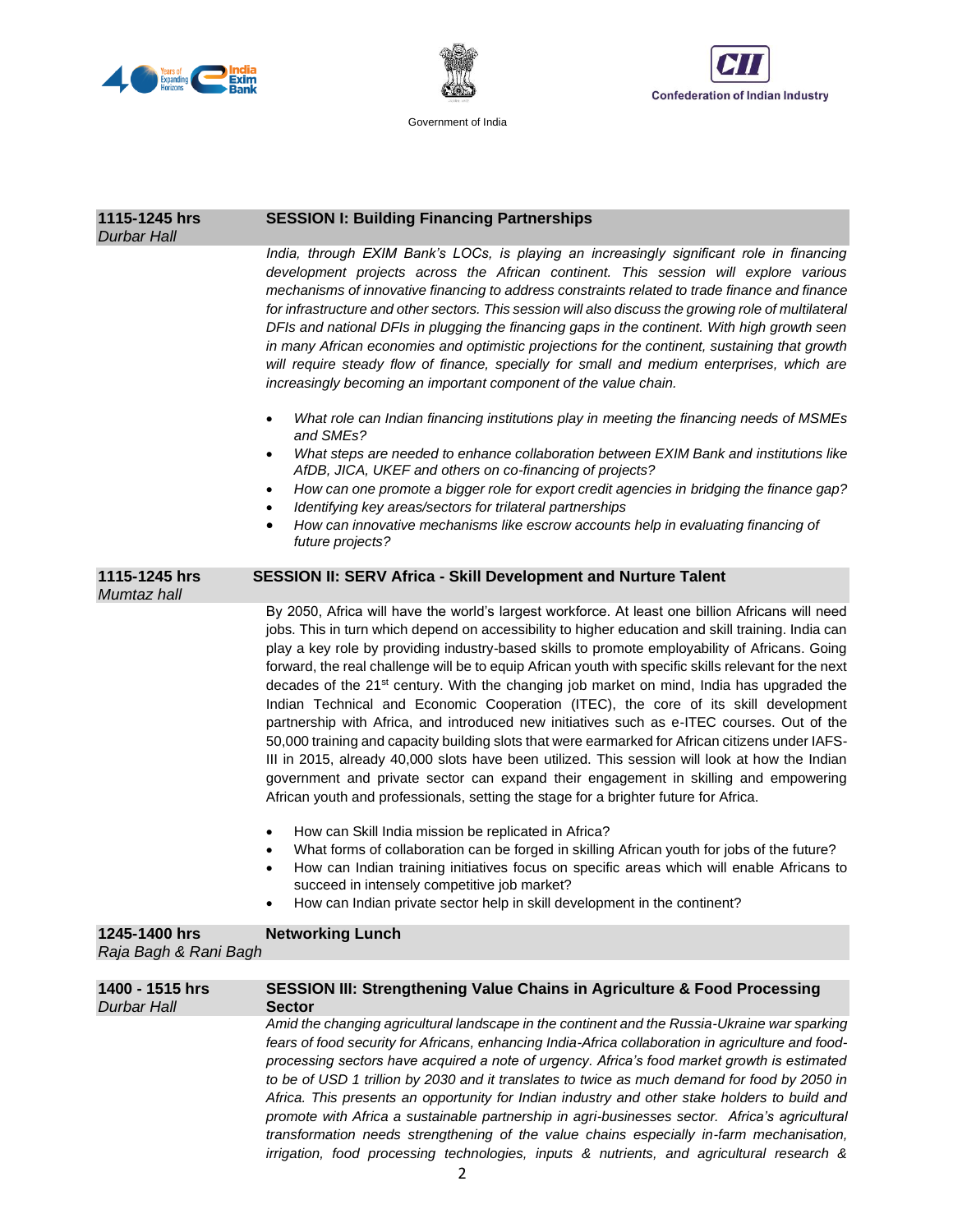| **1115-1245 hrs** *Durbar Hall* | **SESSION I: Building Financing Partnerships** |
|---|---|

*India, through EXIM Bank's LOCs, is playing an increasingly significant role in financing development projects across the African continent. This session will explore various mechanisms of innovative financing to address constraints related to trade finance and finance for infrastructure and other sectors. This session will also discuss the growing role of multilateral DFIs and national DFIs in plugging the financing gaps in the continent. With high growth seen in many African economies and optimistic projections for the continent, sustaining that growth will require steady flow of finance, specially for small and medium enterprises, which are increasingly becoming an important component of the value chain.*

- *What role can Indian financing institutions play in meeting the financing needs of MSMEs and SMEs?*
- *What steps are needed to enhance collaboration between EXIM Bank and institutions like AfDB, JICA, UKEF and others on co-financing of projects?*
- *How can one promote a bigger role for export credit agencies in bridging the finance gap?*
- *Identifying key areas/sectors for trilateral partnerships*
- *How can innovative mechanisms like escrow accounts help in evaluating financing of future projects?*

| **1115-1245 hrs** *Mumtaz hall* | **SESSION II: SERV Africa - Skill Development and Nurture Talent** |
|---|---|

By 2050, Africa will have the world's largest workforce. At least one billion Africans will need jobs. This in turn which depend on accessibility to higher education and skill training. India can play a key role by providing industry-based skills to promote employability of Africans. Going forward, the real challenge will be to equip African youth with specific skills relevant for the next decades of the 21st century. With the changing job market on mind, India has upgraded the Indian Technical and Economic Cooperation (ITEC), the core of its skill development partnership with Africa, and introduced new initiatives such as e-ITEC courses. Out of the 50,000 training and capacity building slots that were earmarked for African citizens under IAFS-III in 2015, already 40,000 slots have been utilized. This session will look at how the Indian government and private sector can expand their engagement in skilling and empowering African youth and professionals, setting the stage for a brighter future for Africa.

- How can Skill India mission be replicated in Africa?
- What forms of collaboration can be forged in skilling African youth for jobs of the future?
- How can Indian training initiatives focus on specific areas which will enable Africans to succeed in intensely competitive job market?
- How can Indian private sector help in skill development in the continent?

| **1245-1400 hrs** *Raja Bagh & Rani Bagh* | **Networking Lunch** |
|---|---|

| **1400 - 1515 hrs** *Durbar Hall* | **SESSION III: Strengthening Value Chains in Agriculture & Food Processing Sector** |
|---|---|

*Amid the changing agricultural landscape in the continent and the Russia-Ukraine war sparking fears of food security for Africans, enhancing India-Africa collaboration in agriculture and food-processing sectors have acquired a note of urgency. Africa's food market growth is estimated to be of USD 1 trillion by 2030 and it translates to twice as much demand for food by 2050 in Africa. This presents an opportunity for Indian industry and other stake holders to build and promote with Africa a sustainable partnership in agri-businesses sector. Africa's agricultural transformation needs strengthening of the value chains especially in-farm mechanisation, irrigation, food processing technologies, inputs & nutrients, and agricultural research &*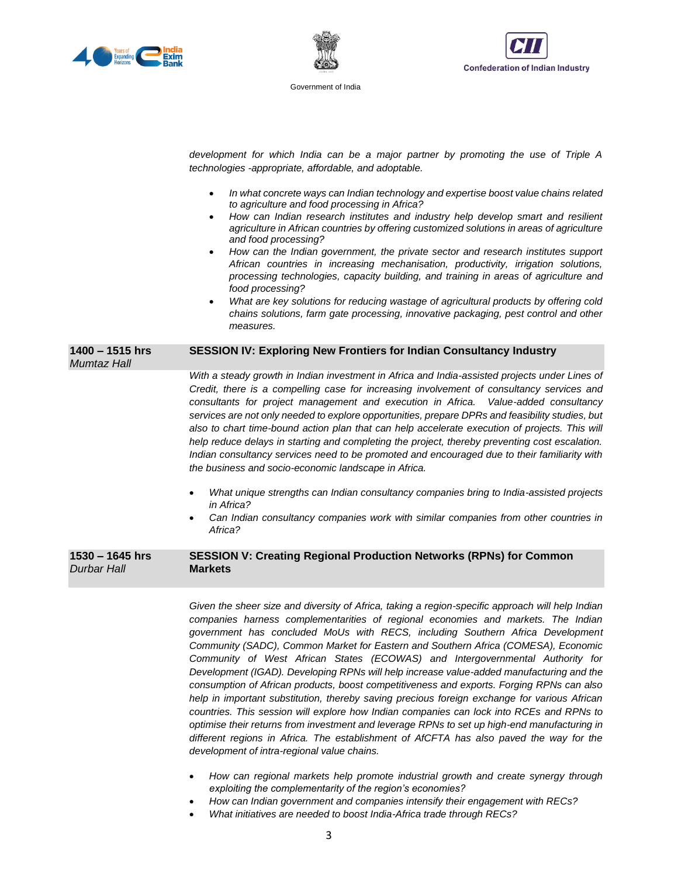*development for which India can be a major partner by promoting the use of Triple A technologies -appropriate, affordable, and adoptable.*

- *In what concrete ways can Indian technology and expertise boost value chains related to agriculture and food processing in Africa?*
- *How can Indian research institutes and industry help develop smart and resilient agriculture in African countries by offering customized solutions in areas of agriculture and food processing?*
- *How can the Indian government, the private sector and research institutes support African countries in increasing mechanisation, productivity, irrigation solutions, processing technologies, capacity building, and training in areas of agriculture and food processing?*
- *What are key solutions for reducing wastage of agricultural products by offering cold chains solutions, farm gate processing, innovative packaging, pest control and other measures.*

**1400 – 1515 hrs**
*Mumtaz Hall*

**SESSION IV: Exploring New Frontiers for Indian Consultancy Industry**

*With a steady growth in Indian investment in Africa and India-assisted projects under Lines of Credit, there is a compelling case for increasing involvement of consultancy services and consultants for project management and execution in Africa. Value-added consultancy services are not only needed to explore opportunities, prepare DPRs and feasibility studies, but also to chart time-bound action plan that can help accelerate execution of projects. This will help reduce delays in starting and completing the project, thereby preventing cost escalation. Indian consultancy services need to be promoted and encouraged due to their familiarity with the business and socio-economic landscape in Africa.*

- *What unique strengths can Indian consultancy companies bring to India-assisted projects in Africa?*
- *Can Indian consultancy companies work with similar companies from other countries in Africa?*

**1530 – 1645 hrs**
*Durbar Hall*

**SESSION V: Creating Regional Production Networks (RPNs) for Common Markets**

*Given the sheer size and diversity of Africa, taking a region-specific approach will help Indian companies harness complementarities of regional economies and markets. The Indian government has concluded MoUs with RECS, including Southern Africa Development Community (SADC), Common Market for Eastern and Southern Africa (COMESA), Economic Community of West African States (ECOWAS) and Intergovernmental Authority for Development (IGAD). Developing RPNs will help increase value-added manufacturing and the consumption of African products, boost competitiveness and exports. Forging RPNs can also help in important substitution, thereby saving precious foreign exchange for various African countries. This session will explore how Indian companies can lock into RCEs and RPNs to optimise their returns from investment and leverage RPNs to set up high-end manufacturing in different regions in Africa. The establishment of AfCFTA has also paved the way for the development of intra-regional value chains.*

- *How can regional markets help promote industrial growth and create synergy through exploiting the complementarity of the region's economies?*
- *How can Indian government and companies intensify their engagement with RECs?*
- *What initiatives are needed to boost India-Africa trade through RECs?*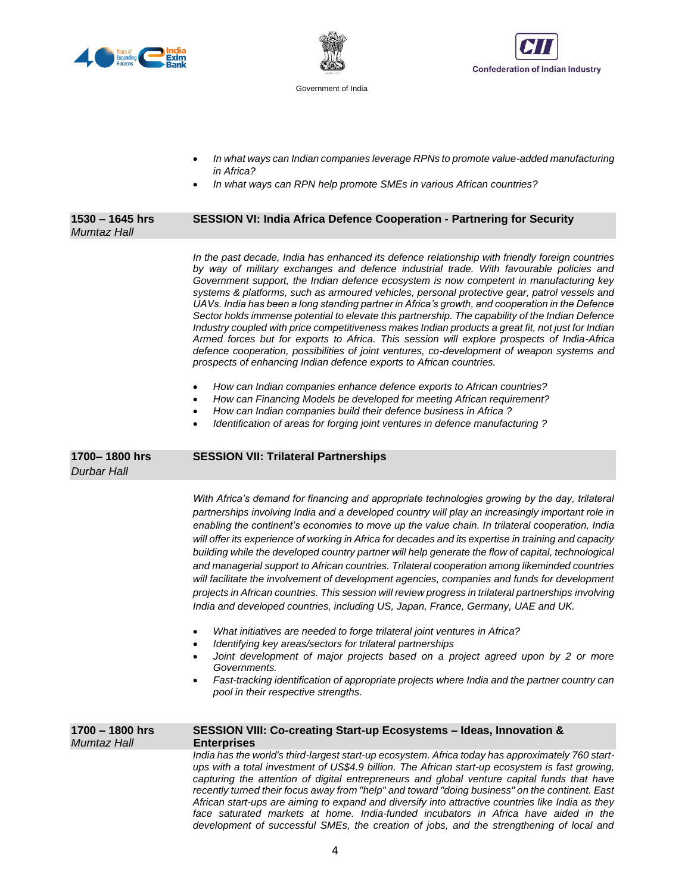- *In what ways can Indian companies leverage RPNs to promote value-added manufacturing in Africa?*
- *In what ways can RPN help promote SMEs in various African countries?*

**1530 – 1645 hrs**
*Mumtaz Hall*

**SESSION VI: India Africa Defence Cooperation - Partnering for Security**

*In the past decade, India has enhanced its defence relationship with friendly foreign countries by way of military exchanges and defence industrial trade. With favourable policies and Government support, the Indian defence ecosystem is now competent in manufacturing key systems & platforms, such as armoured vehicles, personal protective gear, patrol vessels and UAVs. India has been a long standing partner in Africa's growth, and cooperation in the Defence Sector holds immense potential to elevate this partnership. The capability of the Indian Defence Industry coupled with price competitiveness makes Indian products a great fit, not just for Indian Armed forces but for exports to Africa. This session will explore prospects of India-Africa defence cooperation, possibilities of joint ventures, co-development of weapon systems and prospects of enhancing Indian defence exports to African countries.*

- *How can Indian companies enhance defence exports to African countries?*
- *How can Financing Models be developed for meeting African requirement?*
- *How can Indian companies build their defence business in Africa ?*
- *Identification of areas for forging joint ventures in defence manufacturing ?*

**1700– 1800 hrs**
*Durbar Hall*

**SESSION VII: Trilateral Partnerships**

*With Africa's demand for financing and appropriate technologies growing by the day, trilateral partnerships involving India and a developed country will play an increasingly important role in enabling the continent's economies to move up the value chain. In trilateral cooperation, India will offer its experience of working in Africa for decades and its expertise in training and capacity building while the developed country partner will help generate the flow of capital, technological and managerial support to African countries. Trilateral cooperation among likeminded countries will facilitate the involvement of development agencies, companies and funds for development projects in African countries. This session will review progress in trilateral partnerships involving India and developed countries, including US, Japan, France, Germany, UAE and UK.*

- *What initiatives are needed to forge trilateral joint ventures in Africa?*
- *Identifying key areas/sectors for trilateral partnerships*
- *Joint development of major projects based on a project agreed upon by 2 or more Governments.*
- *Fast-tracking identification of appropriate projects where India and the partner country can pool in their respective strengths.*

**1700 – 1800 hrs**
*Mumtaz Hall*

**SESSION VIII: Co-creating Start-up Ecosystems – Ideas, Innovation & Enterprises**

*India has the world's third-largest start-up ecosystem. Africa today has approximately 760 start-ups with a total investment of US$4.9 billion. The African start-up ecosystem is fast growing, capturing the attention of digital entrepreneurs and global venture capital funds that have recently turned their focus away from "help" and toward "doing business" on the continent. East African start-ups are aiming to expand and diversify into attractive countries like India as they face saturated markets at home. India-funded incubators in Africa have aided in the development of successful SMEs, the creation of jobs, and the strengthening of local and*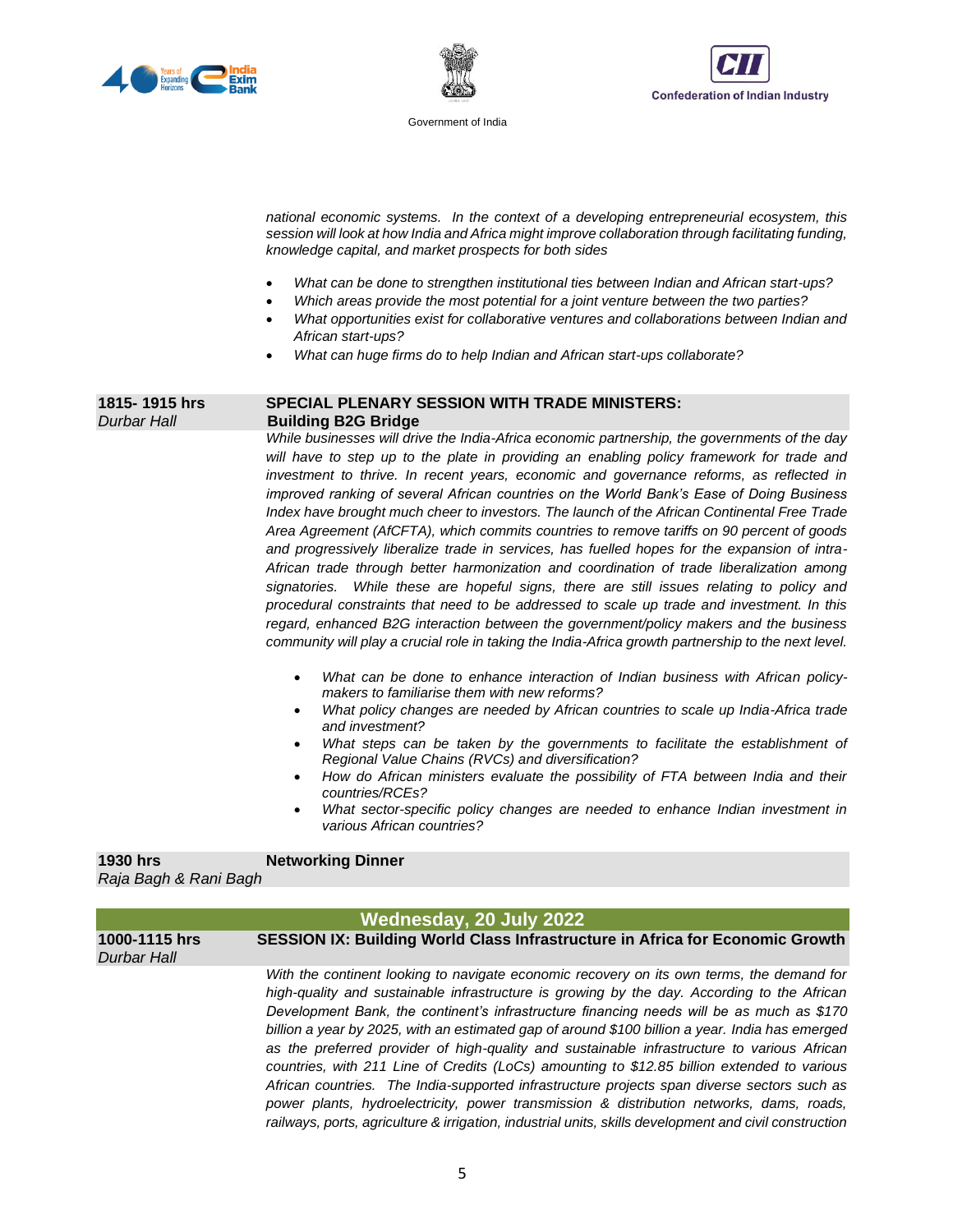*national economic systems. In the context of a developing entrepreneurial ecosystem, this session will look at how India and Africa might improve collaboration through facilitating funding, knowledge capital, and market prospects for both sides*

- *What can be done to strengthen institutional ties between Indian and African start-ups?*
- *Which areas provide the most potential for a joint venture between the two parties?*
- *What opportunities exist for collaborative ventures and collaborations between Indian and African start-ups?*
- *What can huge firms do to help Indian and African start-ups collaborate?*

**1815- 1915 hrs** | **SPECIAL PLENARY SESSION WITH TRADE MINISTERS: Building B2G Bridge**

*Durbar Hall*

*While businesses will drive the India-Africa economic partnership, the governments of the day will have to step up to the plate in providing an enabling policy framework for trade and investment to thrive. In recent years, economic and governance reforms, as reflected in improved ranking of several African countries on the World Bank's Ease of Doing Business Index have brought much cheer to investors. The launch of the African Continental Free Trade Area Agreement (AfCFTA), which commits countries to remove tariffs on 90 percent of goods and progressively liberalize trade in services, has fuelled hopes for the expansion of intra-African trade through better harmonization and coordination of trade liberalization among signatories. While these are hopeful signs, there are still issues relating to policy and procedural constraints that need to be addressed to scale up trade and investment. In this regard, enhanced B2G interaction between the government/policy makers and the business community will play a crucial role in taking the India-Africa growth partnership to the next level.*

- *What can be done to enhance interaction of Indian business with African policy-makers to familiarise them with new reforms?*
- *What policy changes are needed by African countries to scale up India-Africa trade and investment?*
- *What steps can be taken by the governments to facilitate the establishment of Regional Value Chains (RVCs) and diversification?*
- *How do African ministers evaluate the possibility of FTA between India and their countries/RCEs?*
- *What sector-specific policy changes are needed to enhance Indian investment in various African countries?*

**1930 hrs** | **Networking Dinner**

*Raja Bagh & Rani Bagh*

## Wednesday, 20 July 2022

**1000-1115 hrs** | **SESSION IX: Building World Class Infrastructure in Africa for Economic Growth**

*Durbar Hall*

*With the continent looking to navigate economic recovery on its own terms, the demand for high-quality and sustainable infrastructure is growing by the day. According to the African Development Bank, the continent's infrastructure financing needs will be as much as $170 billion a year by 2025, with an estimated gap of around $100 billion a year. India has emerged as the preferred provider of high-quality and sustainable infrastructure to various African countries, with 211 Line of Credits (LoCs) amounting to $12.85 billion extended to various African countries. The India-supported infrastructure projects span diverse sectors such as power plants, hydroelectricity, power transmission & distribution networks, dams, roads, railways, ports, agriculture & irrigation, industrial units, skills development and civil construction*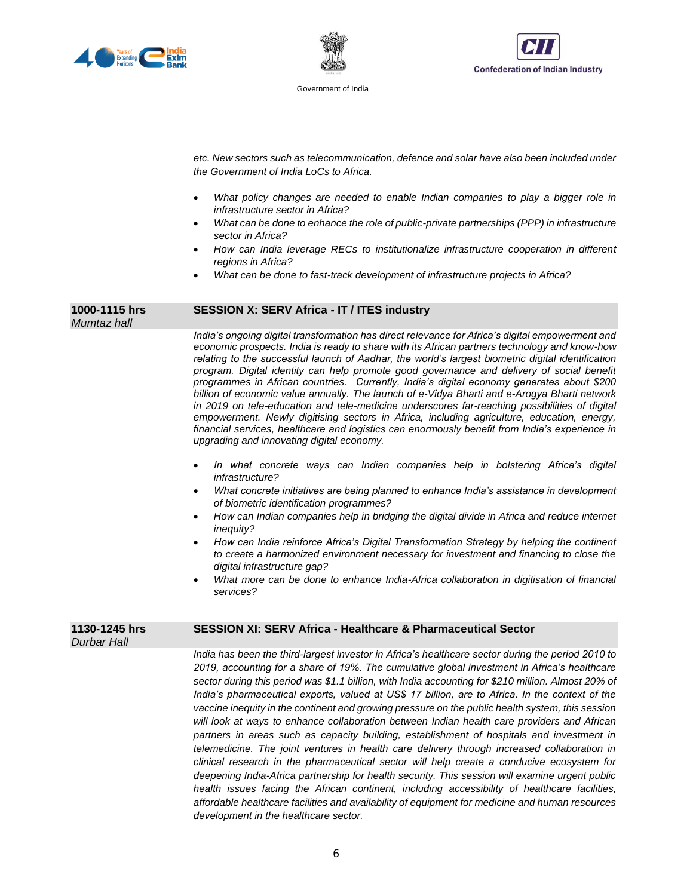*etc. New sectors such as telecommunication, defence and solar have also been included under the Government of India LoCs to Africa.*

- *What policy changes are needed to enable Indian companies to play a bigger role in infrastructure sector in Africa?*
- *What can be done to enhance the role of public-private partnerships (PPP) in infrastructure sector in Africa?*
- *How can India leverage RECs to institutionalize infrastructure cooperation in different regions in Africa?*
- *What can be done to fast-track development of infrastructure projects in Africa?*

**1000-1115 hrs**
*Mumtaz hall*

**SESSION X: SERV Africa - IT / ITES industry**

*India's ongoing digital transformation has direct relevance for Africa's digital empowerment and economic prospects. India is ready to share with its African partners technology and know-how relating to the successful launch of Aadhar, the world's largest biometric digital identification program. Digital identity can help promote good governance and delivery of social benefit programmes in African countries. Currently, India's digital economy generates about $200 billion of economic value annually. The launch of e-Vidya Bharti and e-Arogya Bharti network in 2019 on tele-education and tele-medicine underscores far-reaching possibilities of digital empowerment. Newly digitising sectors in Africa, including agriculture, education, energy, financial services, healthcare and logistics can enormously benefit from India's experience in upgrading and innovating digital economy.*

- *In what concrete ways can Indian companies help in bolstering Africa's digital infrastructure?*
- *What concrete initiatives are being planned to enhance India's assistance in development of biometric identification programmes?*
- *How can Indian companies help in bridging the digital divide in Africa and reduce internet inequity?*
- *How can India reinforce Africa's Digital Transformation Strategy by helping the continent to create a harmonized environment necessary for investment and financing to close the digital infrastructure gap?*
- *What more can be done to enhance India-Africa collaboration in digitisation of financial services?*

**1130-1245 hrs**
*Durbar Hall*

**SESSION XI: SERV Africa - Healthcare & Pharmaceutical Sector**

*India has been the third-largest investor in Africa's healthcare sector during the period 2010 to 2019, accounting for a share of 19%. The cumulative global investment in Africa's healthcare sector during this period was $1.1 billion, with India accounting for $210 million. Almost 20% of India's pharmaceutical exports, valued at US$ 17 billion, are to Africa. In the context of the vaccine inequity in the continent and growing pressure on the public health system, this session will look at ways to enhance collaboration between Indian health care providers and African partners in areas such as capacity building, establishment of hospitals and investment in telemedicine. The joint ventures in health care delivery through increased collaboration in clinical research in the pharmaceutical sector will help create a conducive ecosystem for deepening India-Africa partnership for health security. This session will examine urgent public health issues facing the African continent, including accessibility of healthcare facilities, affordable healthcare facilities and availability of equipment for medicine and human resources development in the healthcare sector.*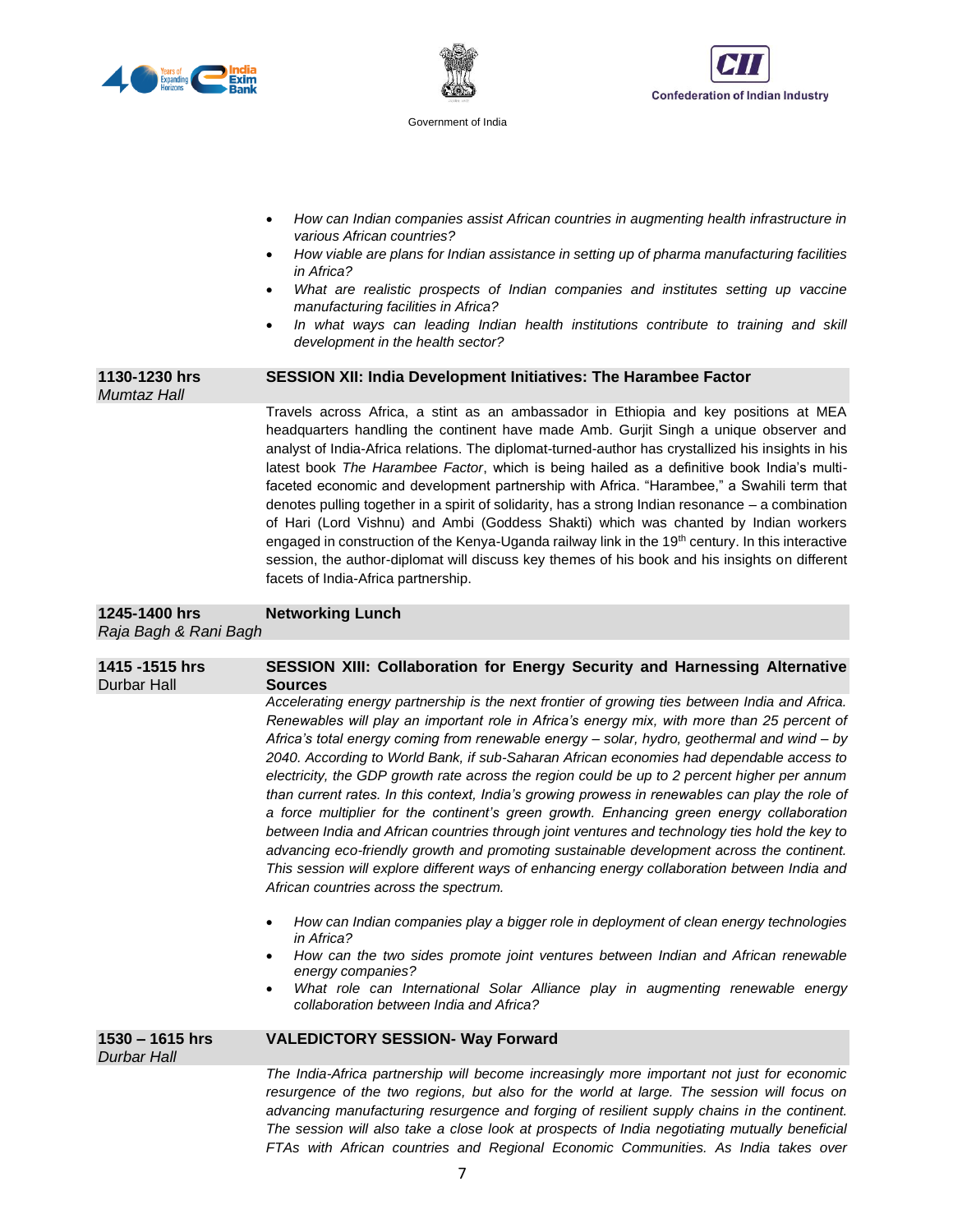- *How can Indian companies assist African countries in augmenting health infrastructure in various African countries?*
- *How viable are plans for Indian assistance in setting up of pharma manufacturing facilities in Africa?*
- *What are realistic prospects of Indian companies and institutes setting up vaccine manufacturing facilities in Africa?*
- *In what ways can leading Indian health institutions contribute to training and skill development in the health sector?*

**1130-1230 hrs**
*Mumtaz Hall*

**SESSION XII: India Development Initiatives: The Harambee Factor**

Travels across Africa, a stint as an ambassador in Ethiopia and key positions at MEA headquarters handling the continent have made Amb. Gurjit Singh a unique observer and analyst of India-Africa relations. The diplomat-turned-author has crystallized his insights in his latest book *The Harambee Factor*, which is being hailed as a definitive book India's multi-faceted economic and development partnership with Africa. "Harambee," a Swahili term that denotes pulling together in a spirit of solidarity, has a strong Indian resonance – a combination of Hari (Lord Vishnu) and Ambi (Goddess Shakti) which was chanted by Indian workers engaged in construction of the Kenya-Uganda railway link in the 19th century. In this interactive session, the author-diplomat will discuss key themes of his book and his insights on different facets of India-Africa partnership.

**1245-1400 hrs**
*Raja Bagh & Rani Bagh*

**Networking Lunch**

**1415 -1515 hrs**
Durbar Hall

**SESSION XIII: Collaboration for Energy Security and Harnessing Alternative Sources**

*Accelerating energy partnership is the next frontier of growing ties between India and Africa. Renewables will play an important role in Africa's energy mix, with more than 25 percent of Africa's total energy coming from renewable energy – solar, hydro, geothermal and wind – by 2040. According to World Bank, if sub-Saharan African economies had dependable access to electricity, the GDP growth rate across the region could be up to 2 percent higher per annum than current rates. In this context, India's growing prowess in renewables can play the role of a force multiplier for the continent's green growth. Enhancing green energy collaboration between India and African countries through joint ventures and technology ties hold the key to advancing eco-friendly growth and promoting sustainable development across the continent. This session will explore different ways of enhancing energy collaboration between India and African countries across the spectrum.*

- *How can Indian companies play a bigger role in deployment of clean energy technologies in Africa?*
- *How can the two sides promote joint ventures between Indian and African renewable energy companies?*
- *What role can International Solar Alliance play in augmenting renewable energy collaboration between India and Africa?*

**1530 – 1615 hrs**
*Durbar Hall*

**VALEDICTORY SESSION- Way Forward**

*The India-Africa partnership will become increasingly more important not just for economic resurgence of the two regions, but also for the world at large. The session will focus on advancing manufacturing resurgence and forging of resilient supply chains in the continent. The session will also take a close look at prospects of India negotiating mutually beneficial FTAs with African countries and Regional Economic Communities. As India takes over*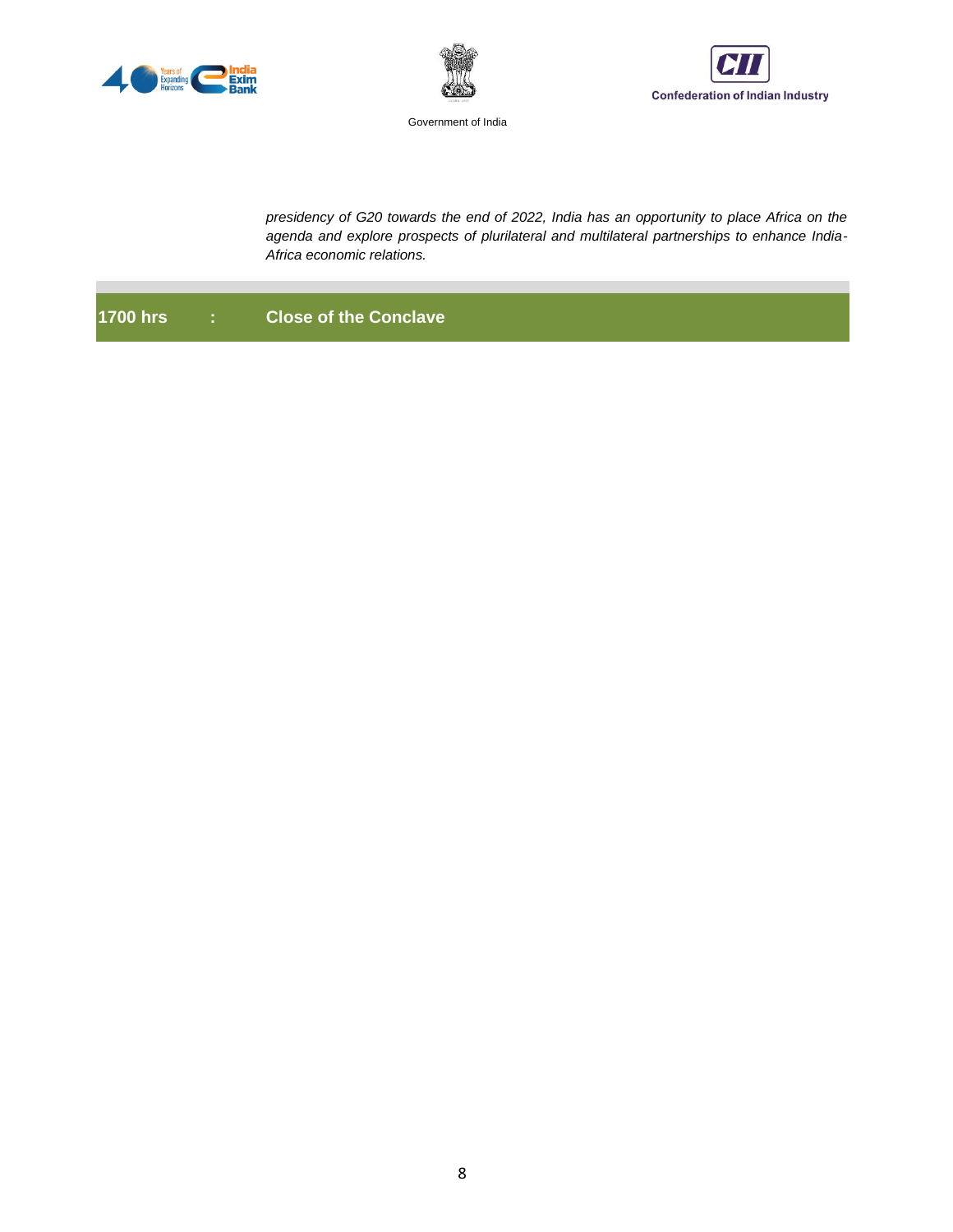*presidency of G20 towards the end of 2022, India has an opportunity to place Africa on the agenda and explore prospects of plurilateral and multilateral partnerships to enhance India-Africa economic relations.*

| | | |
|---|---|---|
| **1700 hrs** | **:** | **Close of the Conclave** |